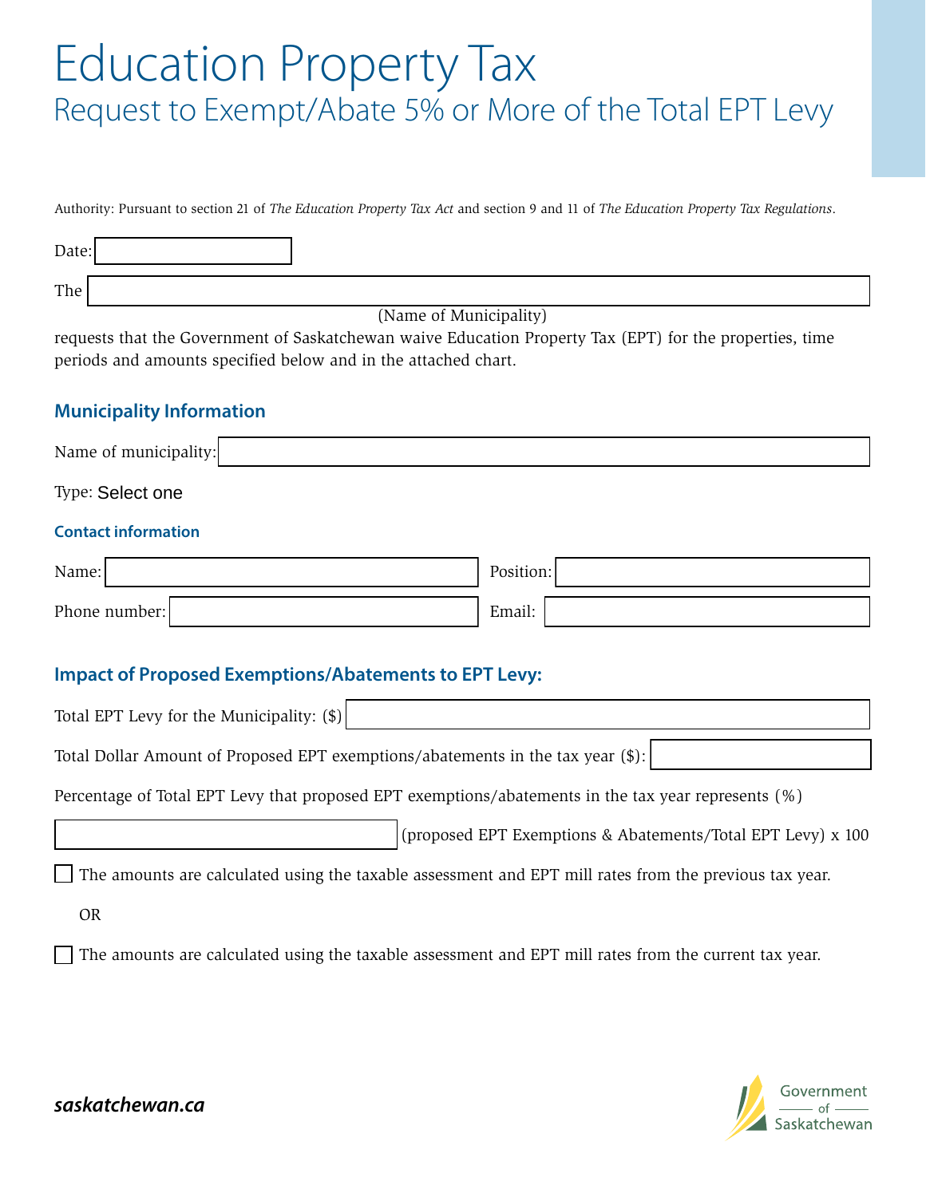# Education Property Tax

## Request to Exempt/Abate 5% or More of the Total EPT Levy

Authority: Pursuant to section 21 of *The Education Property Tax Act* and section 9 and 11 of *The Education Property Tax Regulations*.

Date: ____________________

The ____________________________________________
(Name of Municipality)

requests that the Government of Saskatchewan waive Education Property Tax (EPT) for the properties, time periods and amounts specified below and in the attached chart.

### Municipality Information

Name of municipality: ____________________

Type: Select one

#### Contact information

Name: ____________________ Position: ____________________

Phone number: ____________________ Email: ____________________

### Impact of Proposed Exemptions/Abatements to EPT Levy:

Total EPT Levy for the Municipality: ($) ____________________

Total Dollar Amount of Proposed EPT exemptions/abatements in the tax year ($): ____________________

Percentage of Total EPT Levy that proposed EPT exemptions/abatements in the tax year represents (%)

____________________ (proposed EPT Exemptions & Abatements/Total EPT Levy) x 100

☐ The amounts are calculated using the taxable assessment and EPT mill rates from the previous tax year.

OR

☐ The amounts are calculated using the taxable assessment and EPT mill rates from the current tax year.

***saskatchewan.ca***

Government of Saskatchewan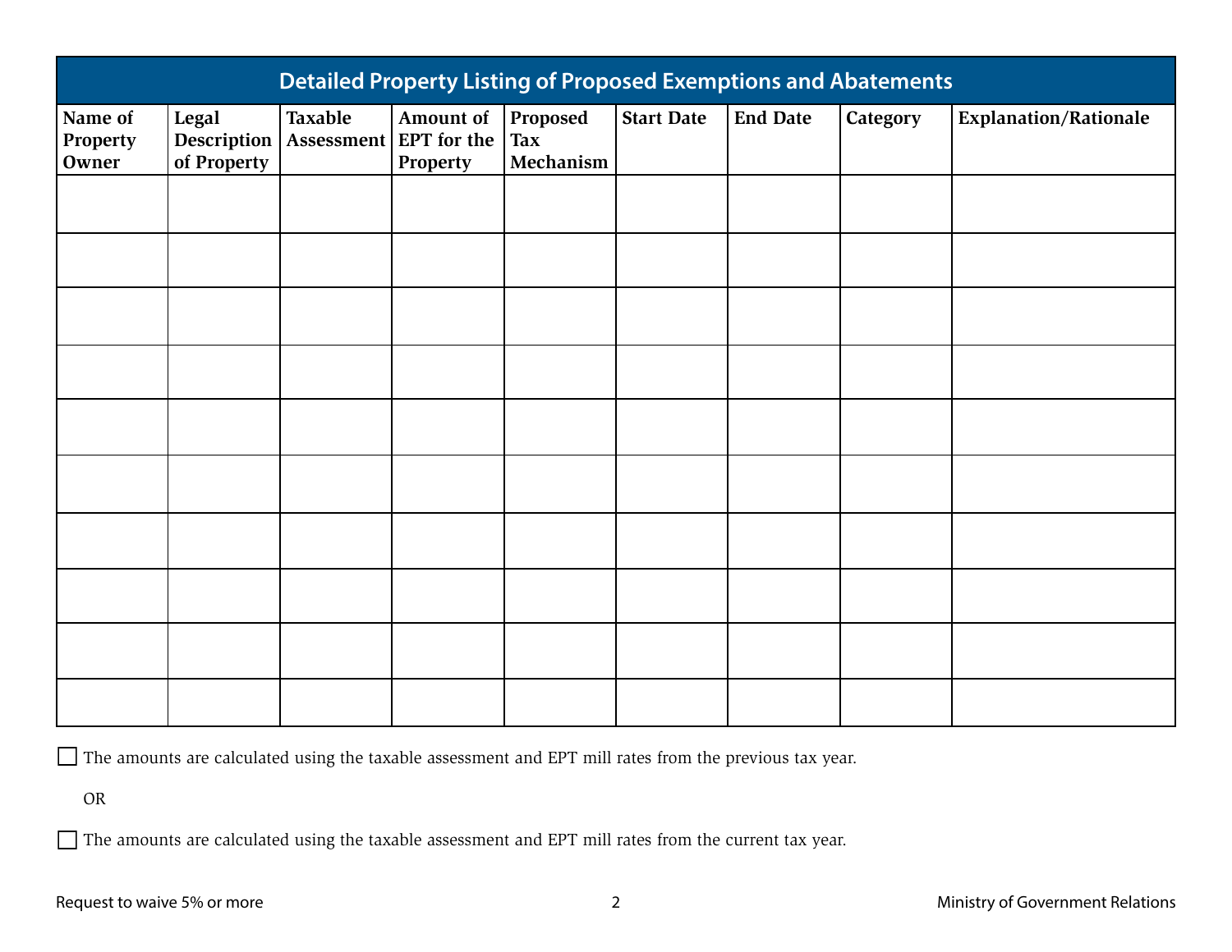## Detailed Property Listing of Proposed Exemptions and Abatements

| Name of Property Owner | Legal Description of Property | Taxable Assessment | Amount of EPT for the Property | Proposed Tax Mechanism | Start Date | End Date | Category | Explanation/Rationale |
|---|---|---|---|---|---|---|---|---|
| | | | | | | | | |
| | | | | | | | | |
| | | | | | | | | |
| | | | | | | | | |
| | | | | | | | | |
| | | | | | | | | |
| | | | | | | | | |
| | | | | | | | | |
| | | | | | | | | |
| | | | | | | | | |

☐ The amounts are calculated using the taxable assessment and EPT mill rates from the previous tax year.

OR

☐ The amounts are calculated using the taxable assessment and EPT mill rates from the current tax year.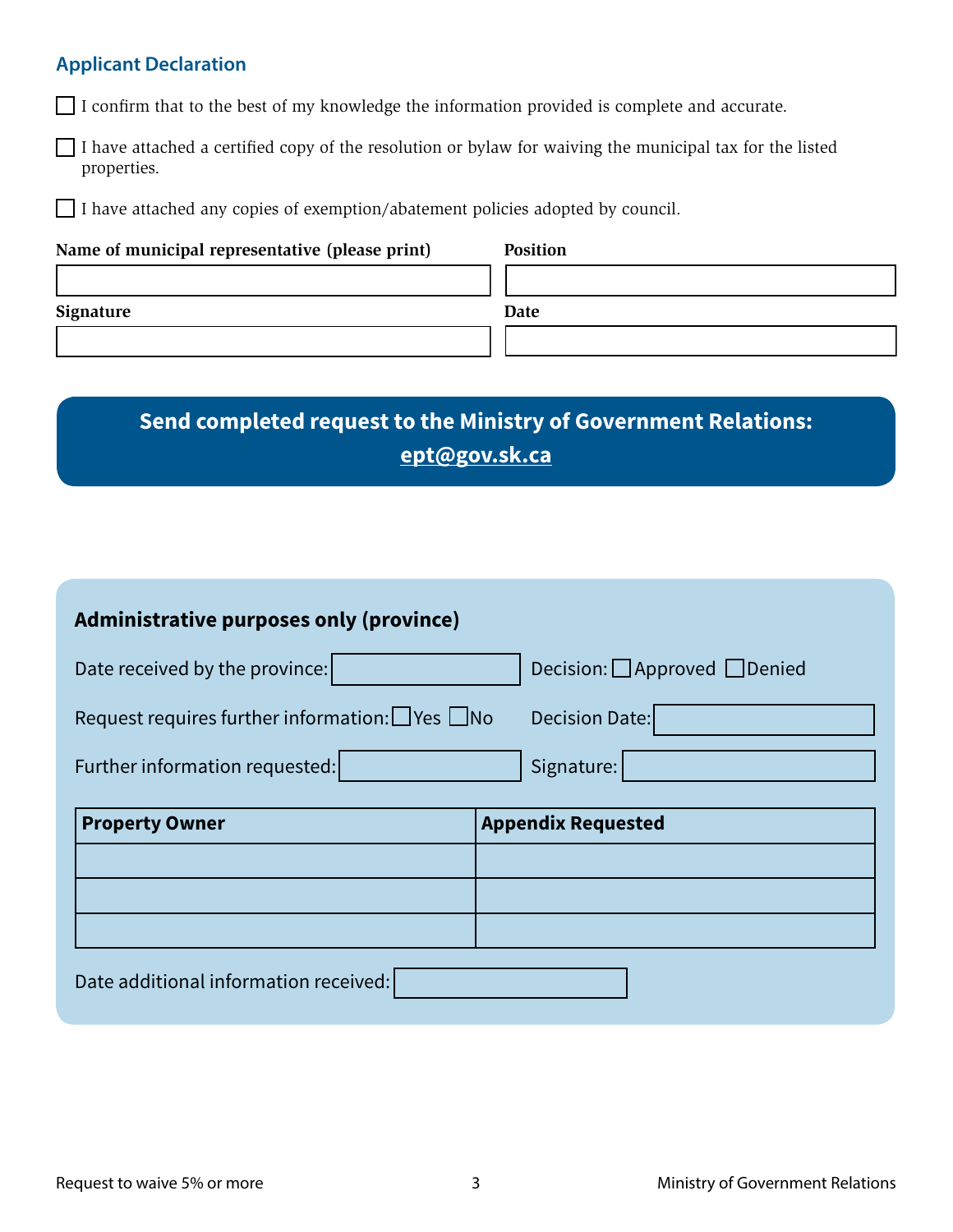## Applicant Declaration

☐ I confirm that to the best of my knowledge the information provided is complete and accurate.

☐ I have attached a certified copy of the resolution or bylaw for waiving the municipal tax for the listed properties.

☐ I have attached any copies of exemption/abatement policies adopted by council.

| Name of municipal representative (please print) | Position |
|---|---|
| | |
| **Signature** | **Date** |
| | |

**Send completed request to the Ministry of Government Relations: ept@gov.sk.ca**

### Administrative purposes only (province)

Date received by the province: \_\_\_\_\_\_\_\_

Decision: ☐ Approved ☐ Denied

Request requires further information: ☐ Yes ☐ No

Decision Date: \_\_\_\_\_\_\_\_

Further information requested: \_\_\_\_\_\_\_\_

Signature: \_\_\_\_\_\_\_\_

| Property Owner | Appendix Requested |
|---|---|
| | |
| | |
| | |

Date additional information received: \_\_\_\_\_\_\_\_